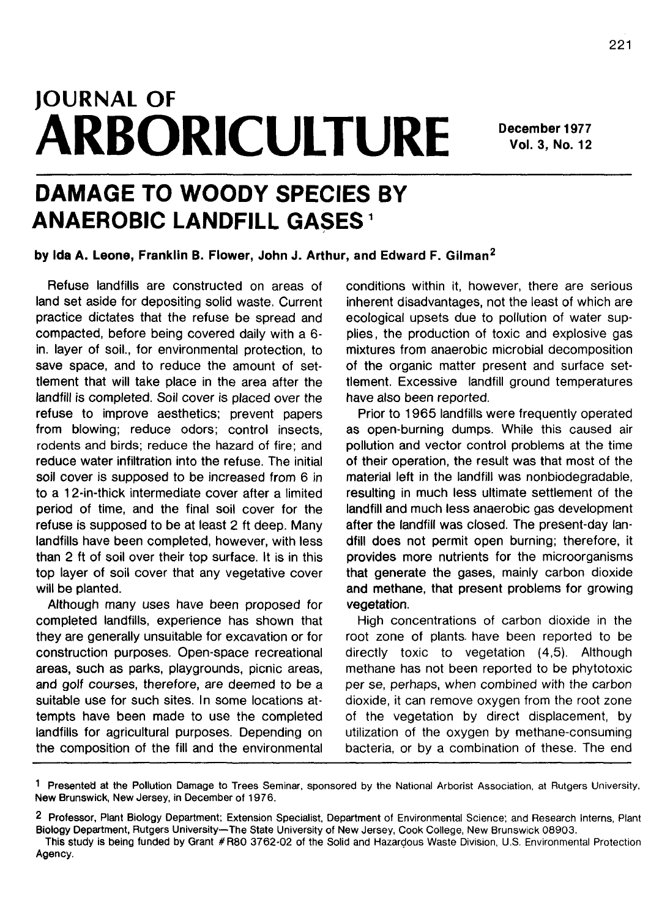# JOURNAL OF ARBORICULTURE

December 1977
Vol. 3, No. 12

## DAMAGE TO WOODY SPECIES BY ANAEROBIC LANDFILL GASES[1]

**by Ida A. Leone, Franklin B. Flower, John J. Arthur, and Edward F. Gilman[2]**

Refuse landfills are constructed on areas of land set aside for depositing solid waste. Current practice dictates that the refuse be spread and compacted, before being covered daily with a 6-in. layer of soil., for environmental protection, to save space, and to reduce the amount of settlement that will take place in the area after the landfill is completed. Soil cover is placed over the refuse to improve aesthetics; prevent papers from blowing; reduce odors; control insects, rodents and birds; reduce the hazard of fire; and reduce water infiltration into the refuse. The initial soil cover is supposed to be increased from 6 in to a 12-in-thick intermediate cover after a limited period of time, and the final soil cover for the refuse is supposed to be at least 2 ft deep. Many landfills have been completed, however, with less than 2 ft of soil over their top surface. It is in this top layer of soil cover that any vegetative cover will be planted.

Although many uses have been proposed for completed landfills, experience has shown that they are generally unsuitable for excavation or for construction purposes. Open-space recreational areas, such as parks, playgrounds, picnic areas, and golf courses, therefore, are deemed to be a suitable use for such sites. In some locations attempts have been made to use the completed landfills for agricultural purposes. Depending on the composition of the fill and the environmental conditions within it, however, there are serious inherent disadvantages, not the least of which are ecological upsets due to pollution of water supplies, the production of toxic and explosive gas mixtures from anaerobic microbial decomposition of the organic matter present and surface settlement. Excessive landfill ground temperatures have also been reported.

Prior to 1965 landfills were frequently operated as open-burning dumps. While this caused air pollution and vector control problems at the time of their operation, the result was that most of the material left in the landfill was nonbiodegradable, resulting in much less ultimate settlement of the landfill and much less anaerobic gas development after the landfill was closed. The present-day landfill does not permit open burning; therefore, it provides more nutrients for the microorganisms that generate the gases, mainly carbon dioxide and methane, that present problems for growing vegetation.

High concentrations of carbon dioxide in the root zone of plants have been reported to be directly toxic to vegetation (4,5). Although methane has not been reported to be phytotoxic per se, perhaps, when combined with the carbon dioxide, it can remove oxygen from the root zone of the vegetation by direct displacement, by utilization of the oxygen by methane-consuming bacteria, or by a combination of these. The end

---

[1] Presented at the Pollution Damage to Trees Seminar, sponsored by the National Arborist Association, at Rutgers University, New Brunswick, New Jersey, in December of 1976.

[2] Professor, Plant Biology Department; Extension Specialist, Department of Environmental Science; and Research Interns, Plant Biology Department, Rutgers University—The State University of New Jersey, Cook College, New Brunswick 08903.

This study is being funded by Grant #R80 3762-02 of the Solid and Hazardous Waste Division, U.S. Environmental Protection Agency.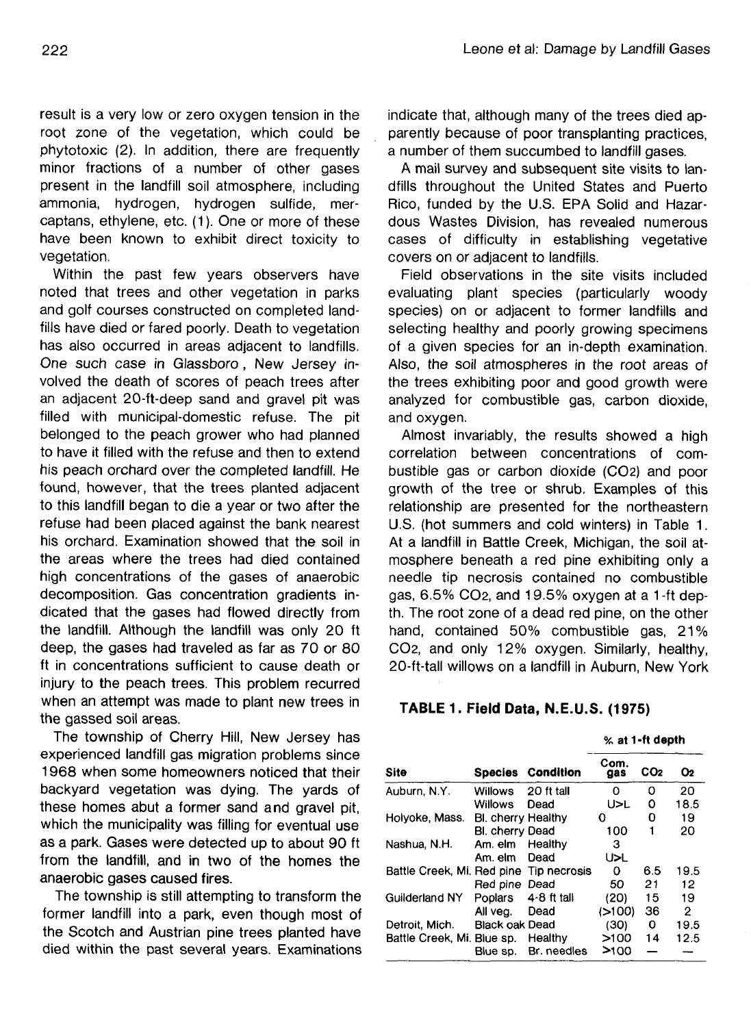result is a very low or zero oxygen tension in the root zone of the vegetation, which could be phytotoxic (2). In addition, there are frequently minor fractions of a number of other gases present in the landfill soil atmosphere, including ammonia, hydrogen, hydrogen sulfide, mercaptans, ethylene, etc. (1). One or more of these have been known to exhibit direct toxicity to vegetation.

Within the past few years observers have noted that trees and other vegetation in parks and golf courses constructed on completed landfills have died or fared poorly. Death to vegetation has also occurred in areas adjacent to landfills. One such case in Glassboro, New Jersey involved the death of scores of peach trees after an adjacent 20-ft-deep sand and gravel pit was filled with municipal-domestic refuse. The pit belonged to the peach grower who had planned to have it filled with the refuse and then to extend his peach orchard over the completed landfill. He found, however, that the trees planted adjacent to this landfill began to die a year or two after the refuse had been placed against the bank nearest his orchard. Examination showed that the soil in the areas where the trees had died contained high concentrations of the gases of anaerobic decomposition. Gas concentration gradients indicated that the gases had flowed directly from the landfill. Although the landfill was only 20 ft deep, the gases had traveled as far as 70 or 80 ft in concentrations sufficient to cause death or injury to the peach trees. This problem recurred when an attempt was made to plant new trees in the gassed soil areas.

The township of Cherry Hill, New Jersey has experienced landfill gas migration problems since 1968 when some homeowners noticed that their backyard vegetation was dying. The yards of these homes abut a former sand and gravel pit, which the municipality was filling for eventual use as a park. Gases were detected up to about 90 ft from the landfill, and in two of the homes the anaerobic gases caused fires.

The township is still attempting to transform the former landfill into a park, even though most of the Scotch and Austrian pine trees planted have died within the past several years. Examinations indicate that, although many of the trees died apparently because of poor transplanting practices, a number of them succumbed to landfill gases.

A mail survey and subsequent site visits to landfills throughout the United States and Puerto Rico, funded by the U.S. EPA Solid and Hazardous Wastes Division, has revealed numerous cases of difficulty in establishing vegetative covers on or adjacent to landfills.

Field observations in the site visits included evaluating plant species (particularly woody species) on or adjacent to former landfills and selecting healthy and poorly growing specimens of a given species for an in-depth examination. Also, the soil atmospheres in the root areas of the trees exhibiting poor and good growth were analyzed for combustible gas, carbon dioxide, and oxygen.

Almost invariably, the results showed a high correlation between concentrations of combustible gas or carbon dioxide ($CO_2$) and poor growth of the tree or shrub. Examples of this relationship are presented for the northeastern U.S. (hot summers and cold winters) in Table 1. At a landfill in Battle Creek, Michigan, the soil atmosphere beneath a red pine exhibiting only a needle tip necrosis contained no combustible gas, 6.5% $CO_2$, and 19.5% oxygen at a 1-ft depth. The root zone of a dead red pine, on the other hand, contained 50% combustible gas, 21% $CO_2$, and only 12% oxygen. Similarly, healthy, 20-ft-tall willows on a landfill in Auburn, New York

**TABLE 1. Field Data, N.E.U.S. (1975)**

| Site | Species | Condition | % at 1-ft depth: Com. gas | $CO_2$ | $O_2$ |
|---|---|---|---|---|---|
| Auburn, N.Y. | Willows | 20 ft tall | 0 | 0 | 20 |
| | Willows | Dead | U>L | 0 | 18.5 |
| Holyoke, Mass. | Bl. cherry | Healthy | 0 | 0 | 19 |
| | Bl. cherry | Dead | 100 | 1 | 20 |
| Nashua, N.H. | Am. elm | Healthy | 3 | | |
| | Am. elm | Dead | U>L | | |
| Battle Creek, Mi. | Red pine | Tip necrosis | 0 | 6.5 | 19.5 |
| | Red pine | Dead | 50 | 21 | 12 |
| Guilderland NY | Poplars | 4-8 ft tall | (20) | 15 | 19 |
| | All veg. | Dead | (>100) | 36 | 2 |
| Detroit, Mich. | Black oak | Dead | (30) | 0 | 19.5 |
| Battle Creek, Mi. | Blue sp. | Healthy | >100 | 14 | 12.5 |
| | Blue sp. | Br. needles | >100 | — | — |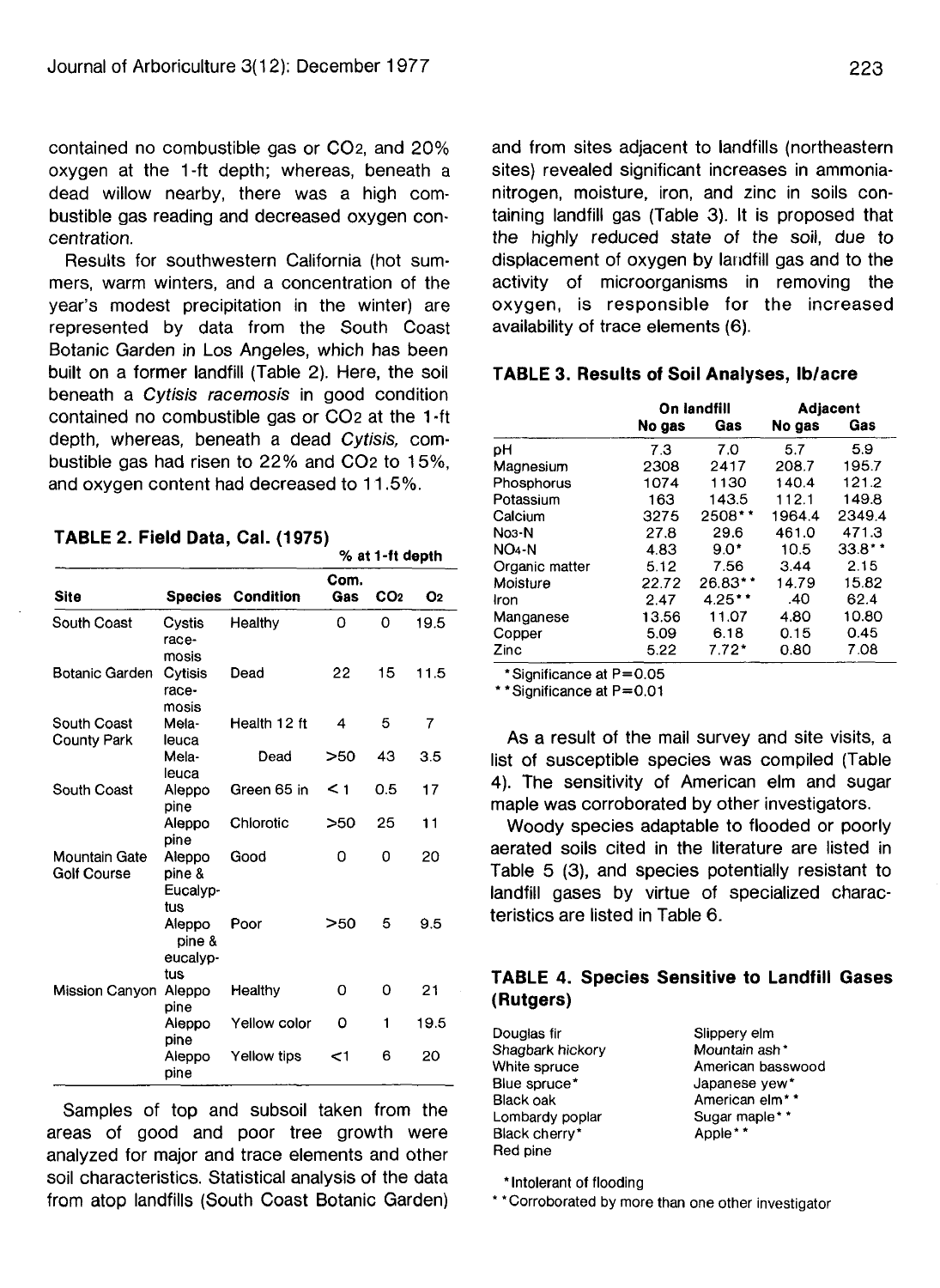contained no combustible gas or $CO_2$, and 20% oxygen at the 1-ft depth; whereas, beneath a dead willow nearby, there was a high combustible gas reading and decreased oxygen concentration.

Results for southwestern California (hot summers, warm winters, and a concentration of the year's modest precipitation in the winter) are represented by data from the South Coast Botanic Garden in Los Angeles, which has been built on a former landfill (Table 2). Here, the soil beneath a *Cytisis racemosis* in good condition contained no combustible gas or $CO_2$ at the 1-ft depth, whereas, beneath a dead *Cytisis*, combustible gas had risen to 22% and $CO_2$ to 15%, and oxygen content had decreased to 11.5%.

### TABLE 2. Field Data, Cal. (1975)

| Site | Species | Condition | Com. Gas (% at 1-ft depth) | $CO_2$ (% at 1-ft depth) | $O_2$ (% at 1-ft depth) |
|---|---|---|---|---|---|
| South Coast | Cystis racemosis | Healthy | 0 | 0 | 19.5 |
| Botanic Garden | Cytisis racemosis | Dead | 22 | 15 | 11.5 |
| South Coast County Park | Melaleuca | Health 12 ft | 4 | 5 | 7 |
| | Melaleuca | Dead | >50 | 43 | 3.5 |
| South Coast | Aleppo pine | Green 65 in | < 1 | 0.5 | 17 |
| | Aleppo pine | Chlorotic | >50 | 25 | 11 |
| Mountain Gate Golf Course | Aleppo pine & Eucalyptus | Good | 0 | 0 | 20 |
| | Aleppo pine & eucalyptus | Poor | >50 | 5 | 9.5 |
| Mission Canyon | Aleppo pine | Healthy | 0 | 0 | 21 |
| | Aleppo pine | Yellow color | 0 | 1 | 19.5 |
| | Aleppo pine | Yellow tips | <1 | 6 | 20 |

Samples of top and subsoil taken from the areas of good and poor tree growth were analyzed for major and trace elements and other soil characteristics. Statistical analysis of the data from atop landfills (South Coast Botanic Garden) and from sites adjacent to landfills (northeastern sites) revealed significant increases in ammonia-nitrogen, moisture, iron, and zinc in soils containing landfill gas (Table 3). It is proposed that the highly reduced state of the soil, due to displacement of oxygen by landfill gas and to the activity of microorganisms in removing the oxygen, is responsible for the increased availability of trace elements (6).

### TABLE 3. Results of Soil Analyses, lb/acre

| | On landfill | | Adjacent | |
|---|---|---|---|---|
| | No gas | Gas | No gas | Gas |
| pH | 7.3 | 7.0 | 5.7 | 5.9 |
| Magnesium | 2308 | 2417 | 208.7 | 195.7 |
| Phosphorus | 1074 | 1130 | 140.4 | 121.2 |
| Potassium | 163 | 143.5 | 112.1 | 149.8 |
| Calcium | 3275 | 2508** | 1964.4 | 2349.4 |
| $NO_3$-N | 27.8 | 29.6 | 461.0 | 471.3 |
| $NO_4$-N | 4.83 | 9.0* | 10.5 | 33.8** |
| Organic matter | 5.12 | 7.56 | 3.44 | 2.15 |
| Moisture | 22.72 | 26.83** | 14.79 | 15.82 |
| Iron | 2.47 | 4.25** | .40 | 62.4 |
| Manganese | 13.56 | 11.07 | 4.80 | 10.80 |
| Copper | 5.09 | 6.18 | 0.15 | 0.45 |
| Zinc | 5.22 | 7.72* | 0.80 | 7.08 |

*Significance at P=0.05
**Significance at P=0.01

As a result of the mail survey and site visits, a list of susceptible species was compiled (Table 4). The sensitivity of American elm and sugar maple was corroborated by other investigators.

Woody species adaptable to flooded or poorly aerated soils cited in the literature are listed in Table 5 (3), and species potentially resistant to landfill gases by virtue of specialized characteristics are listed in Table 6.

### TABLE 4. Species Sensitive to Landfill Gases (Rutgers)

| | |
|---|---|
| Douglas fir | Slippery elm |
| Shagbark hickory | Mountain ash* |
| White spruce | American basswood |
| Blue spruce* | Japanese yew* |
| Black oak | American elm** |
| Lombardy poplar | Sugar maple** |
| Black cherry* | Apple** |
| Red pine | |

*Intolerant of flooding
**Corroborated by more than one other investigator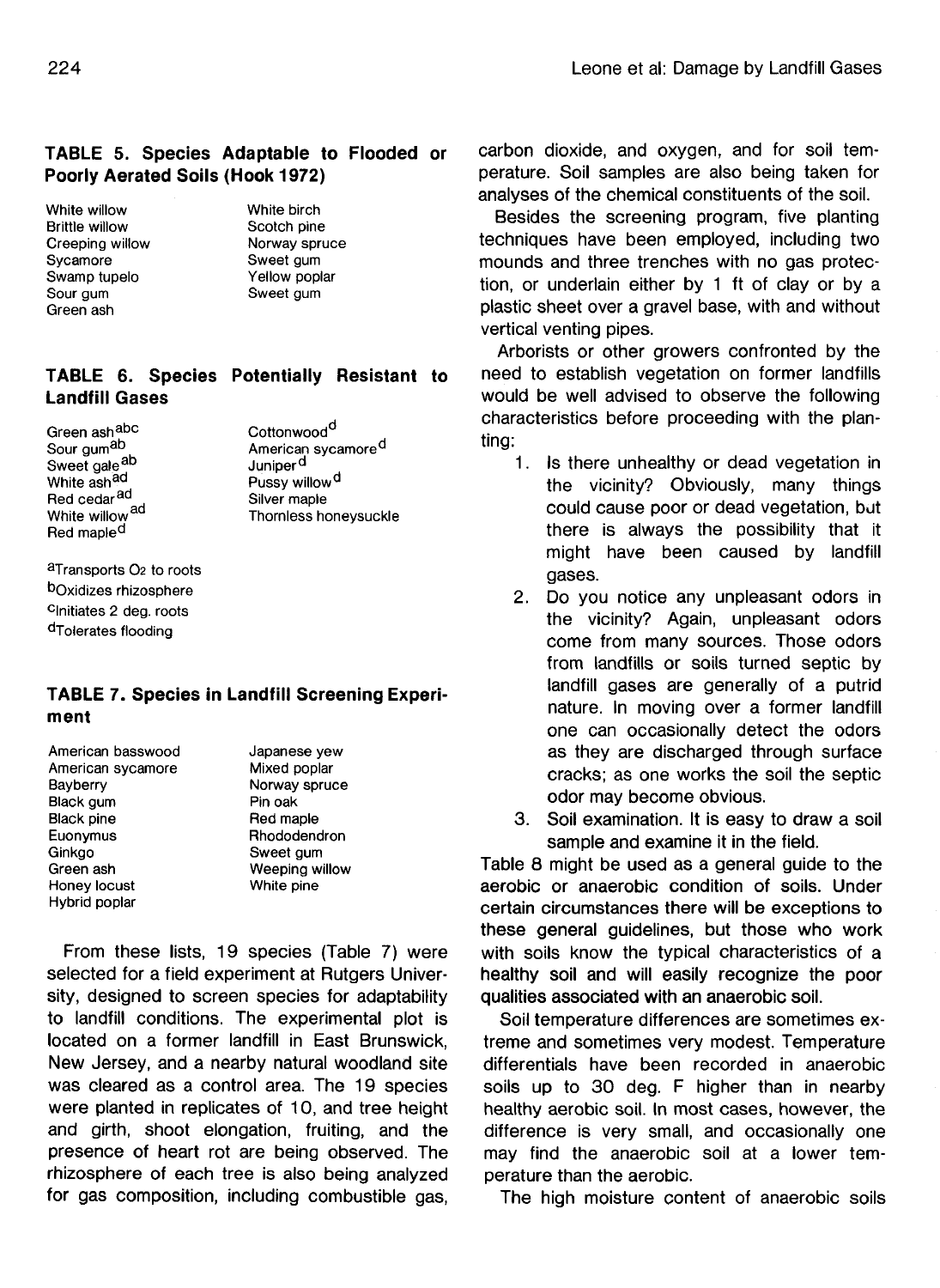### TABLE 5. Species Adaptable to Flooded or Poorly Aerated Soils (Hook 1972)

| | |
|---|---|
| White willow | White birch |
| Brittle willow | Scotch pine |
| Creeping willow | Norway spruce |
| Sycamore | Sweet gum |
| Swamp tupelo | Yellow poplar |
| Sour gum | Sweet gum |
| Green ash | |

### TABLE 6. Species Potentially Resistant to Landfill Gases

| | |
|---|---|
| Green ash[abc] | Cottonwood[d] |
| Sour gum[ab] | American sycamore[d] |
| Sweet gale[ab] | Juniper[d] |
| White ash[ad] | Pussy willow[d] |
| Red cedar[ad] | Silver maple |
| White willow[ad] | Thornless honeysuckle |
| Red maple[d] | |

[a]Transports $O_2$ to roots
[b]Oxidizes rhizosphere
[c]Initiates 2 deg. roots
[d]Tolerates flooding

### TABLE 7. Species in Landfill Screening Experiment

| | |
|---|---|
| American basswood | Japanese yew |
| American sycamore | Mixed poplar |
| Bayberry | Norway spruce |
| Black gum | Pin oak |
| Black pine | Red maple |
| Euonymus | Rhododendron |
| Ginkgo | Sweet gum |
| Green ash | Weeping willow |
| Honey locust | White pine |
| Hybrid poplar | |

From these lists, 19 species (Table 7) were selected for a field experiment at Rutgers University, designed to screen species for adaptability to landfill conditions. The experimental plot is located on a former landfill in East Brunswick, New Jersey, and a nearby natural woodland site was cleared as a control area. The 19 species were planted in replicates of 10, and tree height and girth, shoot elongation, fruiting, and the presence of heart rot are being observed. The rhizosphere of each tree is also being analyzed for gas composition, including combustible gas, carbon dioxide, and oxygen, and for soil temperature. Soil samples are also being taken for analyses of the chemical constituents of the soil.

Besides the screening program, five planting techniques have been employed, including two mounds and three trenches with no gas protection, or underlain either by 1 ft of clay or by a plastic sheet over a gravel base, with and without vertical venting pipes.

Arborists or other growers confronted by the need to establish vegetation on former landfills would be well advised to observe the following characteristics before proceeding with the planting:

1. Is there unhealthy or dead vegetation in the vicinity? Obviously, many things could cause poor or dead vegetation, but there is always the possibility that it might have been caused by landfill gases.
2. Do you notice any unpleasant odors in the vicinity? Again, unpleasant odors come from many sources. Those odors from landfills or soils turned septic by landfill gases are generally of a putrid nature. In moving over a former landfill one can occasionally detect the odors as they are discharged through surface cracks; as one works the soil the septic odor may become obvious.
3. Soil examination. It is easy to draw a soil sample and examine it in the field.

Table 8 might be used as a general guide to the aerobic or anaerobic condition of soils. Under certain circumstances there will be exceptions to these general guidelines, but those who work with soils know the typical characteristics of a healthy soil and will easily recognize the poor qualities associated with an anaerobic soil.

Soil temperature differences are sometimes extreme and sometimes very modest. Temperature differentials have been recorded in anaerobic soils up to 30 deg. F higher than in nearby healthy aerobic soil. In most cases, however, the difference is very small, and occasionally one may find the anaerobic soil at a lower temperature than the aerobic.

The high moisture content of anaerobic soils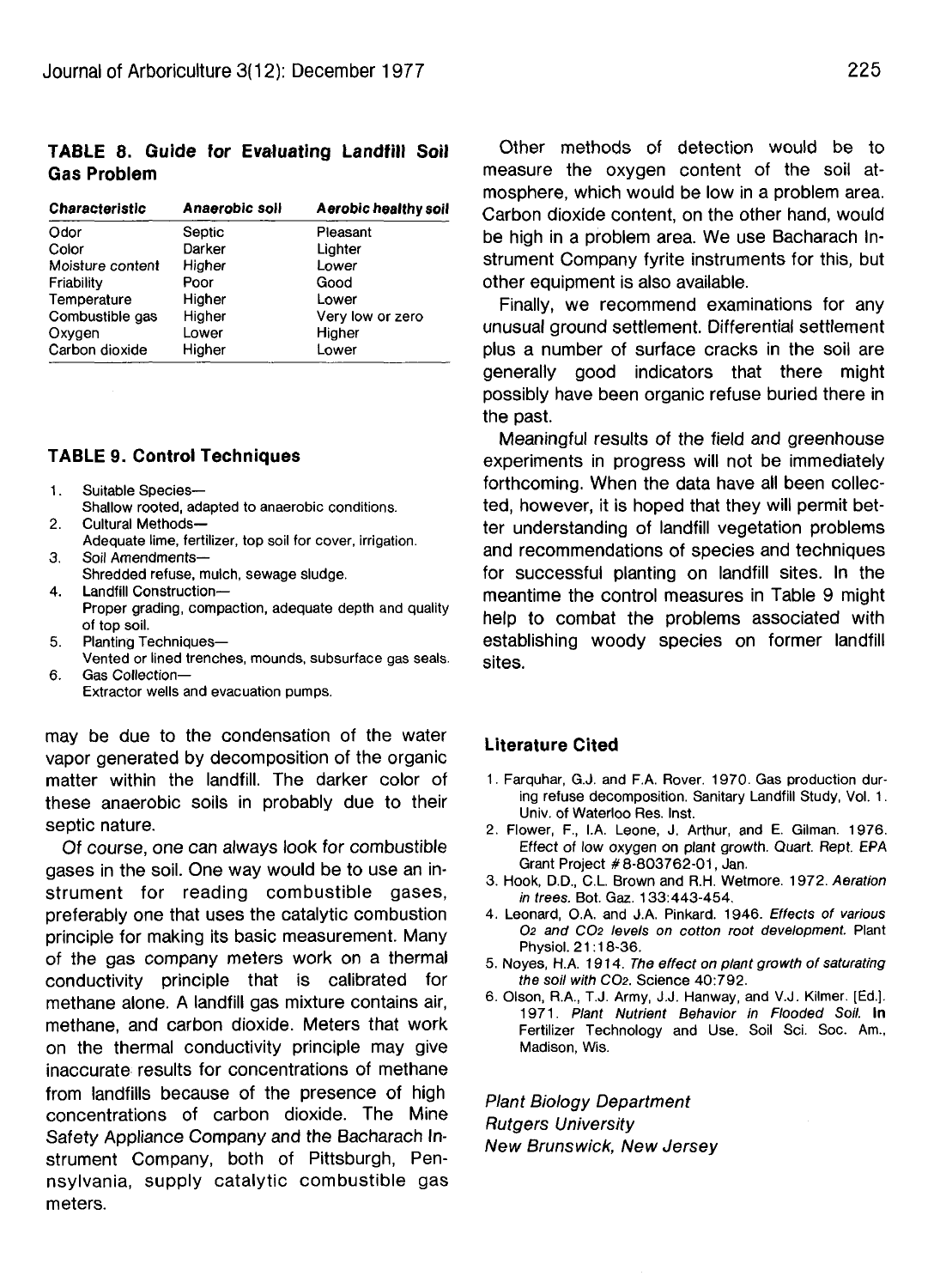**TABLE 8. Guide for Evaluating Landfill Soil Gas Problem**

| Characteristic | Anaerobic soil | Aerobic healthy soil |
|---|---|---|
| Odor | Septic | Pleasant |
| Color | Darker | Lighter |
| Moisture content | Higher | Lower |
| Friability | Poor | Good |
| Temperature | Higher | Lower |
| Combustible gas | Higher | Very low or zero |
| Oxygen | Lower | Higher |
| Carbon dioxide | Higher | Lower |

**TABLE 9. Control Techniques**

1. Suitable Species—
   Shallow rooted, adapted to anaerobic conditions.
2. Cultural Methods—
   Adequate lime, fertilizer, top soil for cover, irrigation.
3. Soil Amendments—
   Shredded refuse, mulch, sewage sludge.
4. Landfill Construction—
   Proper grading, compaction, adequate depth and quality of top soil.
5. Planting Techniques—
   Vented or lined trenches, mounds, subsurface gas seals.
6. Gas Collection—
   Extractor wells and evacuation pumps.

may be due to the condensation of the water vapor generated by decomposition of the organic matter within the landfill. The darker color of these anaerobic soils in probably due to their septic nature.

Of course, one can always look for combustible gases in the soil. One way would be to use an instrument for reading combustible gases, preferably one that uses the catalytic combustion principle for making its basic measurement. Many of the gas company meters work on a thermal conductivity principle that is calibrated for methane alone. A landfill gas mixture contains air, methane, and carbon dioxide. Meters that work on the thermal conductivity principle may give inaccurate results for concentrations of methane from landfills because of the presence of high concentrations of carbon dioxide. The Mine Safety Appliance Company and the Bacharach Instrument Company, both of Pittsburgh, Pensylvania, supply catalytic combustible gas meters.

Other methods of detection would be to measure the oxygen content of the soil atmosphere, which would be low in a problem area. Carbon dioxide content, on the other hand, would be high in a problem area. We use Bacharach Instrument Company fyrite instruments for this, but other equipment is also available.

Finally, we recommend examinations for any unusual ground settlement. Differential settlement plus a number of surface cracks in the soil are generally good indicators that there might possibly have been organic refuse buried there in the past.

Meaningful results of the field and greenhouse experiments in progress will not be immediately forthcoming. When the data have all been collected, however, it is hoped that they will permit better understanding of landfill vegetation problems and recommendations of species and techniques for successful planting on landfill sites. In the meantime the control measures in Table 9 might help to combat the problems associated with establishing woody species on former landfill sites.

### Literature Cited

1. Farquhar, G.J. and F.A. Rover. 1970. Gas production during refuse decomposition. Sanitary Landfill Study, Vol. 1. Univ. of Waterloo Res. Inst.
2. Flower, F., I.A. Leone, J. Arthur, and E. Gilman. 1976. Effect of low oxygen on plant growth. Quart. Rept. EPA Grant Project #8-803762-01, Jan.
3. Hook, D.D., C.L. Brown and R.H. Wetmore. 1972. *Aeration in trees.* Bot. Gaz. 133:443-454.
4. Leonard, O.A. and J.A. Pinkard. 1946. *Effects of various $O_2$ and $CO_2$ levels on cotton root development.* Plant Physiol. 21:18-36.
5. Noyes, H.A. 1914. *The effect on plant growth of saturating the soil with $CO_2$.* Science 40:792.
6. Olson, R.A., T.J. Army, J.J. Hanway, and V.J. Kilmer. [Ed.]. 1971. *Plant Nutrient Behavior in Flooded Soil.* In Fertilizer Technology and Use. Soil Sci. Soc. Am., Madison, Wis.

*Plant Biology Department*
*Rutgers University*
*New Brunswick, New Jersey*